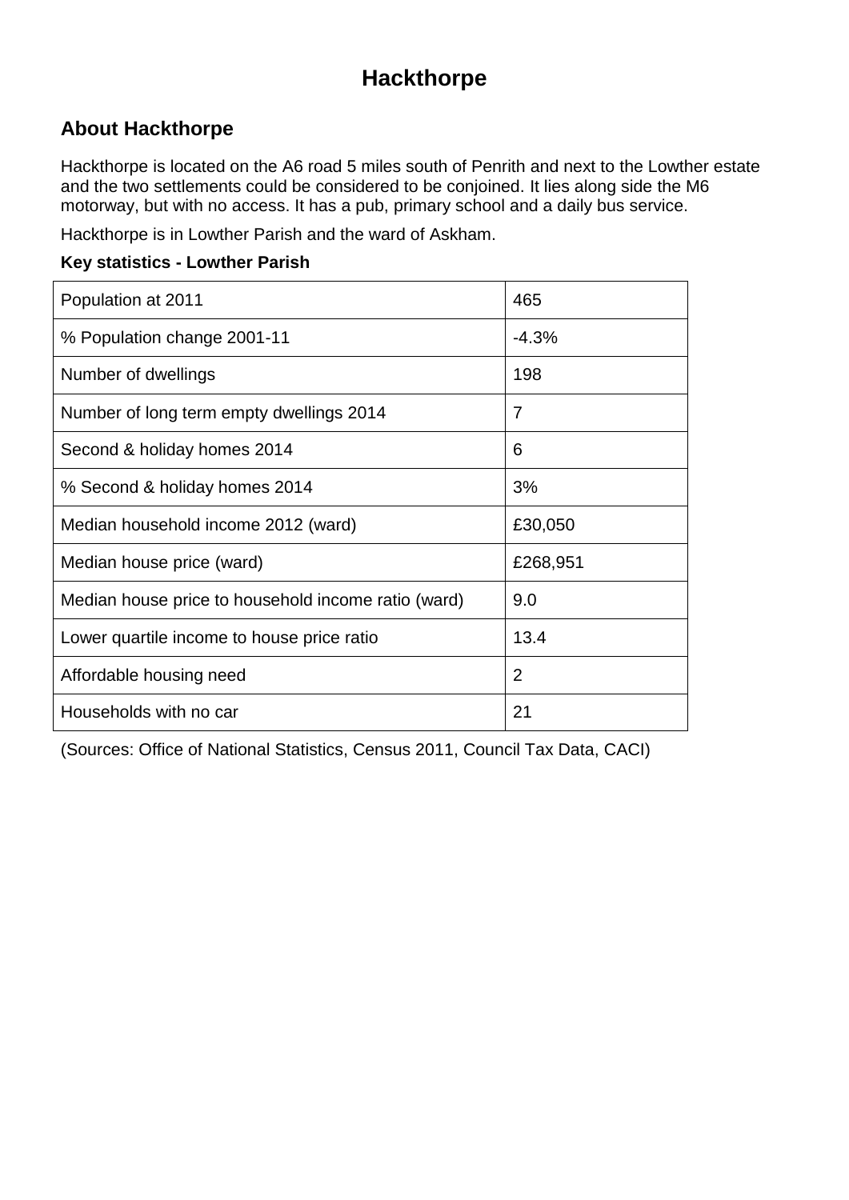# Hackthorpe

## About Hackthorpe

Hackthorpe is located on the A6 road 5 miles south of Penrith and next to the Lowther estate and the two settlements could be considered to be conjoined. It lies along side the M6 motorway, but with no access. It has a pub, primary school and a daily bus service.

Hackthorpe is in Lowther Parish and the ward of Askham.

**Key statistics - Lowther Parish**

| | |
|---|---|
| Population at 2011 | 465 |
| % Population change 2001-11 | -4.3% |
| Number of dwellings | 198 |
| Number of long term empty dwellings 2014 | 7 |
| Second & holiday homes 2014 | 6 |
| % Second & holiday homes 2014 | 3% |
| Median household income 2012 (ward) | £30,050 |
| Median house price (ward) | £268,951 |
| Median house price to household income ratio (ward) | 9.0 |
| Lower quartile income to house price ratio | 13.4 |
| Affordable housing need | 2 |
| Households with no car | 21 |

(Sources: Office of National Statistics, Census 2011, Council Tax Data, CACI)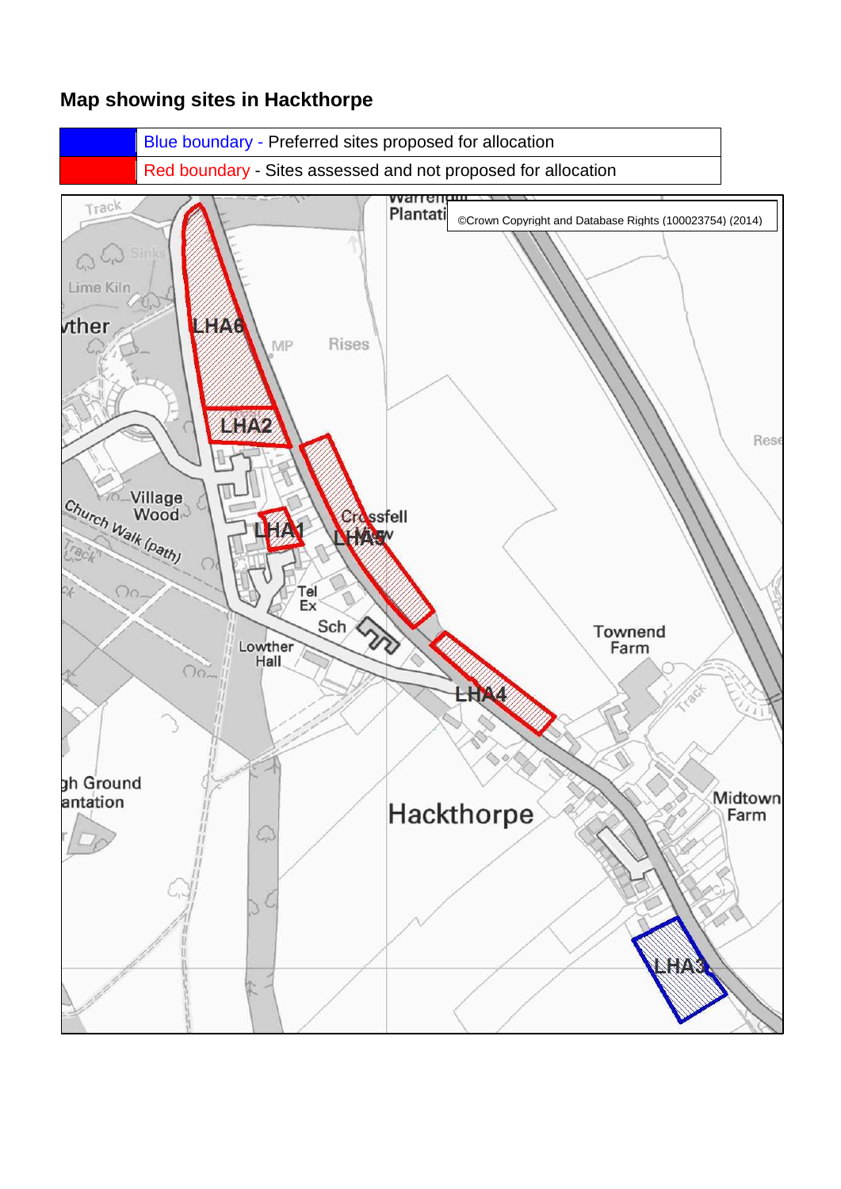# Map showing sites in Hackthorpe

| | |
|---|---|
| Blue boundary - Preferred sites proposed for allocation | |
| Red boundary - Sites assessed and not proposed for allocation | |

©Crown Copyright and Database Rights (100023754) (2014)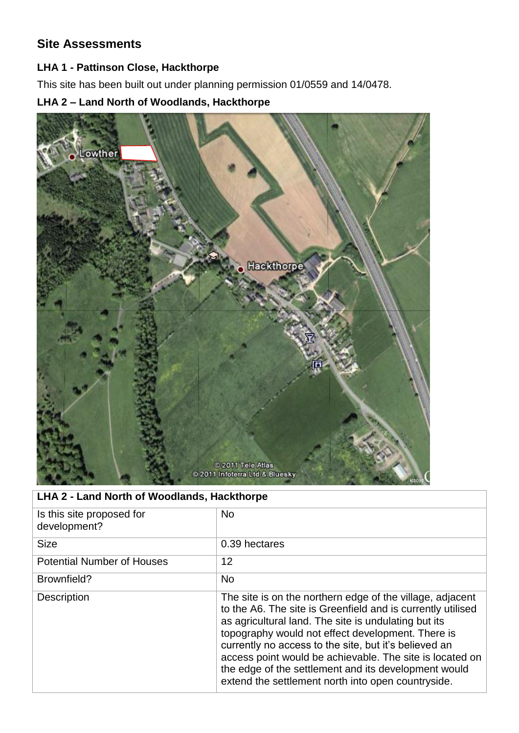## Site Assessments

### LHA 1 - Pattinson Close, Hackthorpe

This site has been built out under planning permission 01/0559 and 14/0478.

### LHA 2 – Land North of Woodlands, Hackthorpe

| LHA 2 - Land North of Woodlands, Hackthorpe | |
|---|---|
| Is this site proposed for development? | No |
| Size | 0.39 hectares |
| Potential Number of Houses | 12 |
| Brownfield? | No |
| Description | The site is on the northern edge of the village, adjacent to the A6. The site is Greenfield and is currently utilised as agricultural land. The site is undulating but its topography would not effect development. There is currently no access to the site, but it's believed an access point would be achievable. The site is located on the edge of the settlement and its development would extend the settlement north into open countryside. |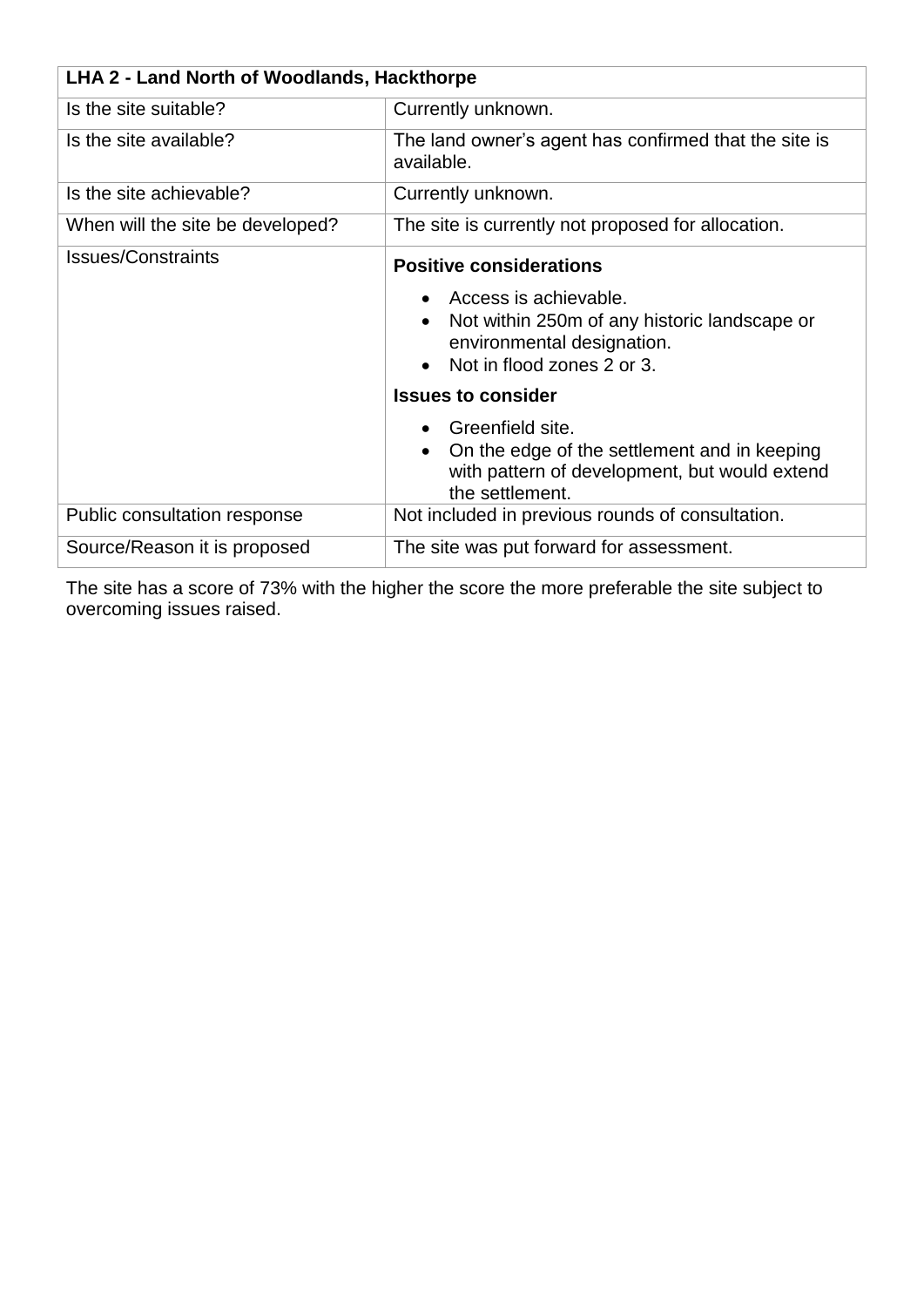| LHA 2 - Land North of Woodlands, Hackthorpe | |
| --- | --- |
| Is the site suitable? | Currently unknown. |
| Is the site available? | The land owner's agent has confirmed that the site is available. |
| Is the site achievable? | Currently unknown. |
| When will the site be developed? | The site is currently not proposed for allocation. |
| Issues/Constraints | **Positive considerations**<br>• Access is achievable.<br>• Not within 250m of any historic landscape or environmental designation.<br>• Not in flood zones 2 or 3.<br>**Issues to consider**<br>• Greenfield site.<br>• On the edge of the settlement and in keeping with pattern of development, but would extend the settlement. |
| Public consultation response | Not included in previous rounds of consultation. |
| Source/Reason it is proposed | The site was put forward for assessment. |

The site has a score of 73% with the higher the score the more preferable the site subject to overcoming issues raised.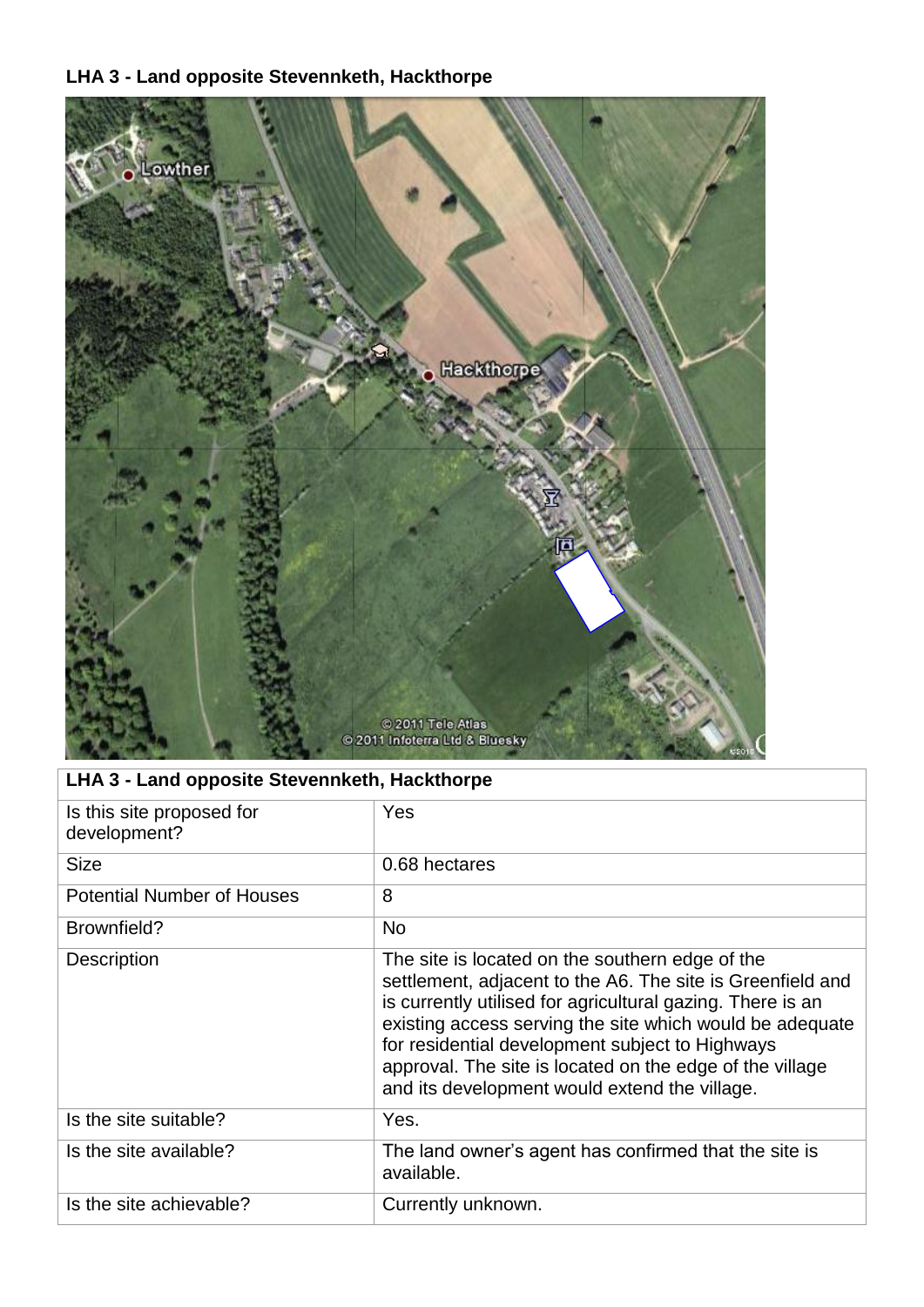**LHA 3 - Land opposite Stevennketh, Hackthorpe**

| **LHA 3 - Land opposite Stevennketh, Hackthorpe** | |
|---|---|
| Is this site proposed for development? | Yes |
| Size | 0.68 hectares |
| Potential Number of Houses | 8 |
| Brownfield? | No |
| Description | The site is located on the southern edge of the settlement, adjacent to the A6. The site is Greenfield and is currently utilised for agricultural gazing. There is an existing access serving the site which would be adequate for residential development subject to Highways approval. The site is located on the edge of the village and its development would extend the village. |
| Is the site suitable? | Yes. |
| Is the site available? | The land owner's agent has confirmed that the site is available. |
| Is the site achievable? | Currently unknown. |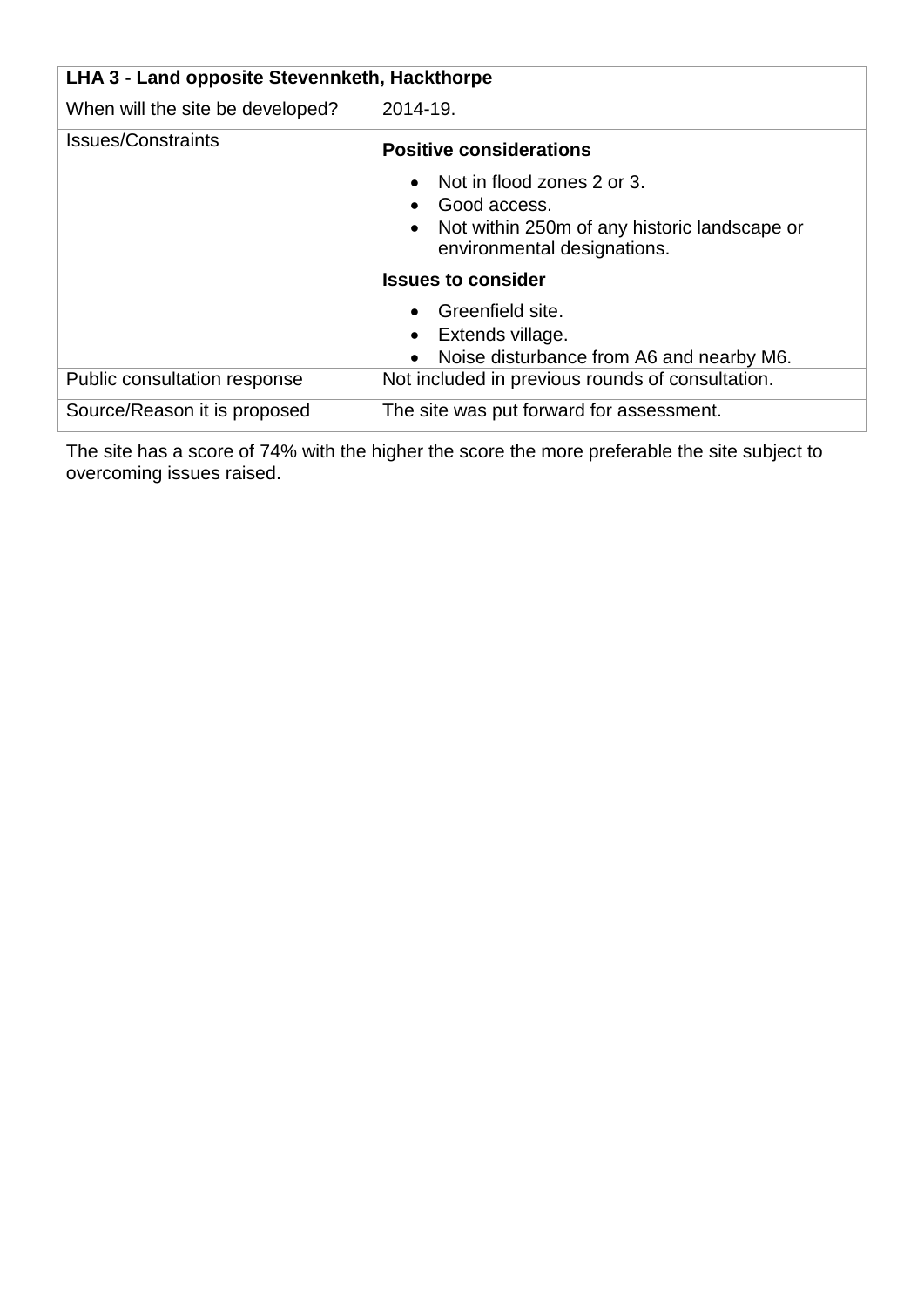| LHA 3 - Land opposite Stevennketh, Hackthorpe | |
|---|---|
| When will the site be developed? | 2014-19. |
| Issues/Constraints | **Positive considerations**<br>• Not in flood zones 2 or 3.<br>• Good access.<br>• Not within 250m of any historic landscape or environmental designations.<br>**Issues to consider**<br>• Greenfield site.<br>• Extends village.<br>• Noise disturbance from A6 and nearby M6. |
| Public consultation response | Not included in previous rounds of consultation. |
| Source/Reason it is proposed | The site was put forward for assessment. |

The site has a score of 74% with the higher the score the more preferable the site subject to overcoming issues raised.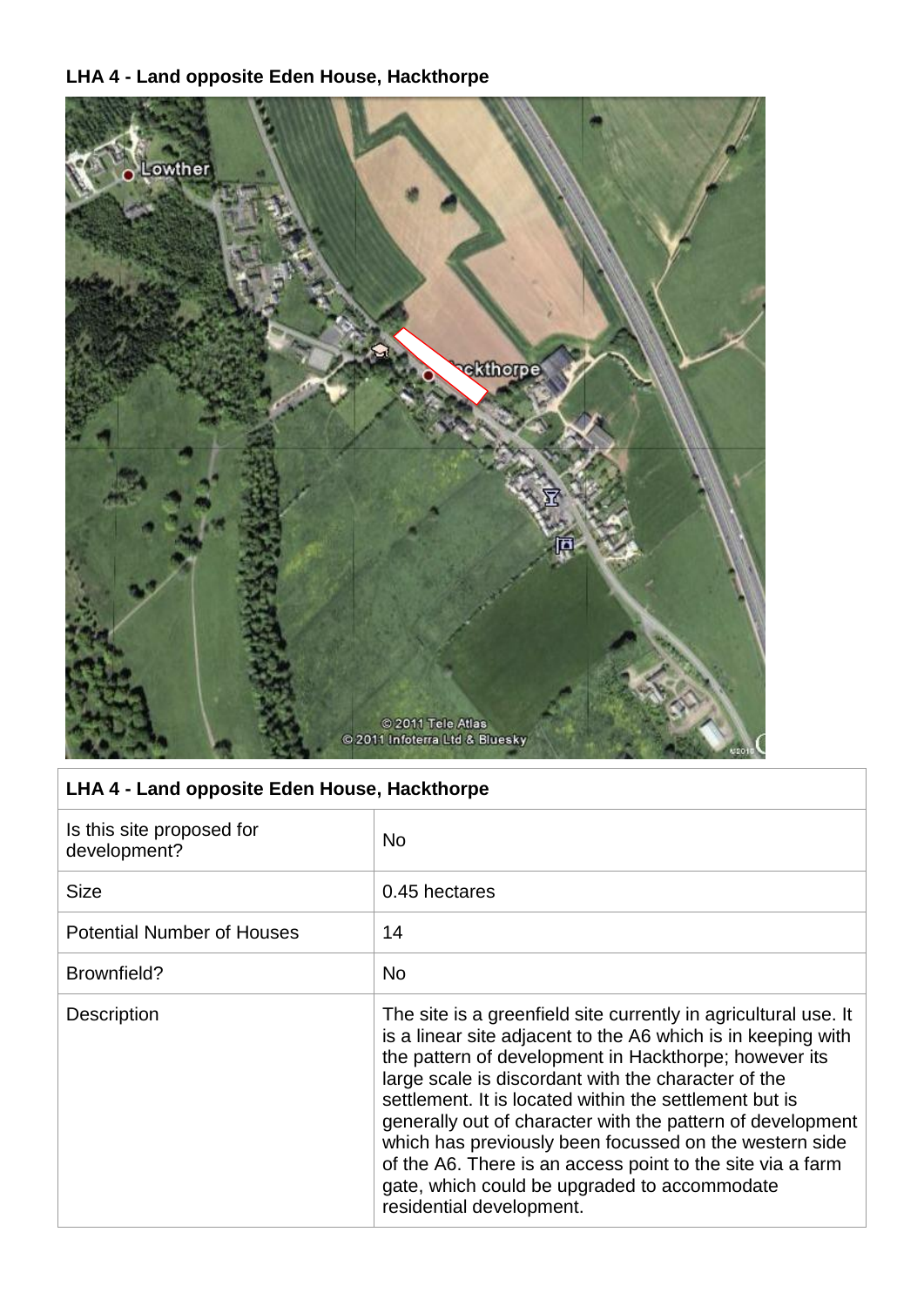**LHA 4 - Land opposite Eden House, Hackthorpe**

| LHA 4 - Land opposite Eden House, Hackthorpe | |
|---|---|
| Is this site proposed for development? | No |
| Size | 0.45 hectares |
| Potential Number of Houses | 14 |
| Brownfield? | No |
| Description | The site is a greenfield site currently in agricultural use. It is a linear site adjacent to the A6 which is in keeping with the pattern of development in Hackthorpe; however its large scale is discordant with the character of the settlement. It is located within the settlement but is generally out of character with the pattern of development which has previously been focussed on the western side of the A6. There is an access point to the site via a farm gate, which could be upgraded to accommodate residential development. |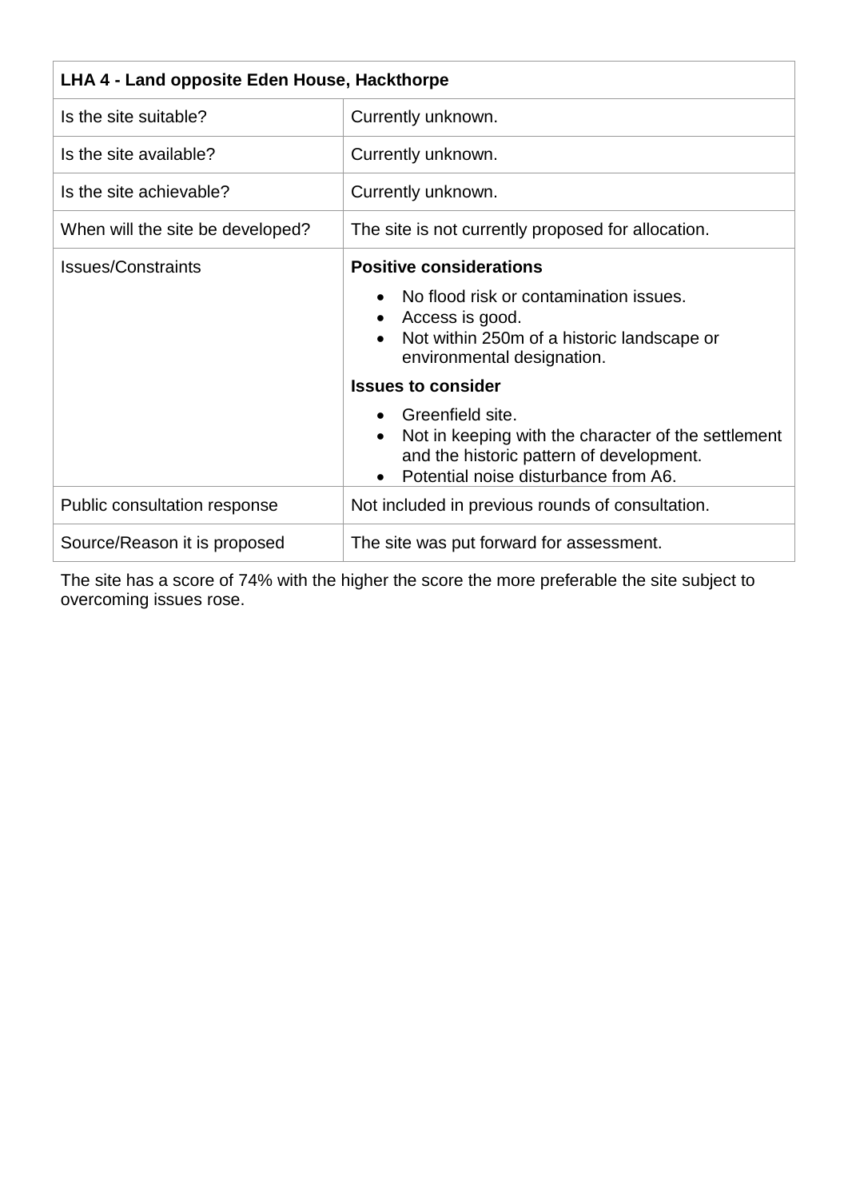| LHA 4 - Land opposite Eden House, Hackthorpe | |
|---|---|
| Is the site suitable? | Currently unknown. |
| Is the site available? | Currently unknown. |
| Is the site achievable? | Currently unknown. |
| When will the site be developed? | The site is not currently proposed for allocation. |
| Issues/Constraints | **Positive considerations**<br>• No flood risk or contamination issues.<br>• Access is good.<br>• Not within 250m of a historic landscape or environmental designation.<br>**Issues to consider**<br>• Greenfield site.<br>• Not in keeping with the character of the settlement and the historic pattern of development.<br>• Potential noise disturbance from A6. |
| Public consultation response | Not included in previous rounds of consultation. |
| Source/Reason it is proposed | The site was put forward for assessment. |

The site has a score of 74% with the higher the score the more preferable the site subject to overcoming issues rose.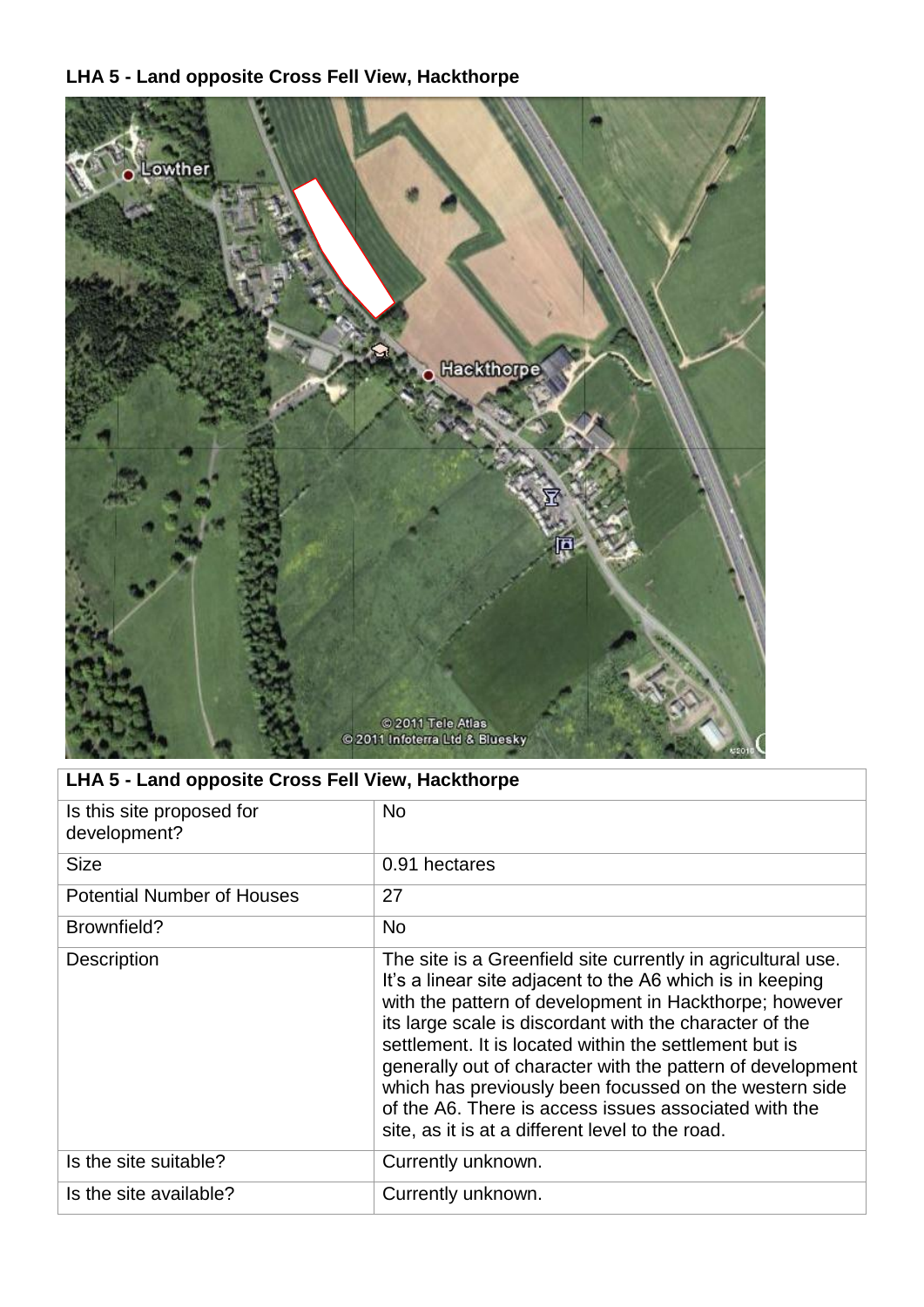**LHA 5 - Land opposite Cross Fell View, Hackthorpe**

| LHA 5 - Land opposite Cross Fell View, Hackthorpe | |
|---|---|
| Is this site proposed for development? | No |
| Size | 0.91 hectares |
| Potential Number of Houses | 27 |
| Brownfield? | No |
| Description | The site is a Greenfield site currently in agricultural use. It's a linear site adjacent to the A6 which is in keeping with the pattern of development in Hackthorpe; however its large scale is discordant with the character of the settlement. It is located within the settlement but is generally out of character with the pattern of development which has previously been focussed on the western side of the A6. There is access issues associated with the site, as it is at a different level to the road. |
| Is the site suitable? | Currently unknown. |
| Is the site available? | Currently unknown. |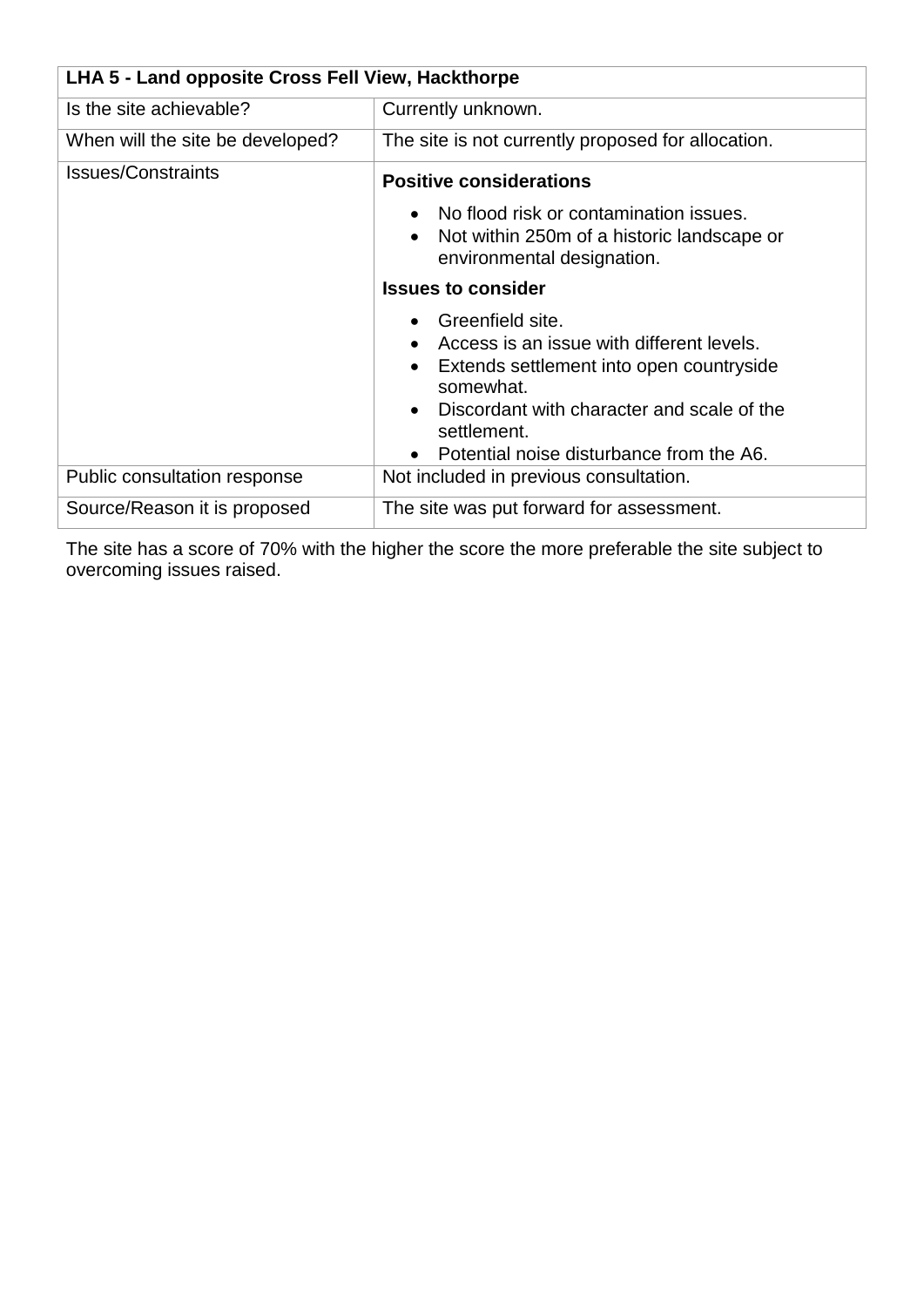| LHA 5 - Land opposite Cross Fell View, Hackthorpe | |
|---|---|
| Is the site achievable? | Currently unknown. |
| When will the site be developed? | The site is not currently proposed for allocation. |
| Issues/Constraints | **Positive considerations**<br><br>• No flood risk or contamination issues.<br>• Not within 250m of a historic landscape or environmental designation.<br><br>**Issues to consider**<br><br>• Greenfield site.<br>• Access is an issue with different levels.<br>• Extends settlement into open countryside somewhat.<br>• Discordant with character and scale of the settlement.<br>• Potential noise disturbance from the A6. |
| Public consultation response | Not included in previous consultation. |
| Source/Reason it is proposed | The site was put forward for assessment. |

The site has a score of 70% with the higher the score the more preferable the site subject to overcoming issues raised.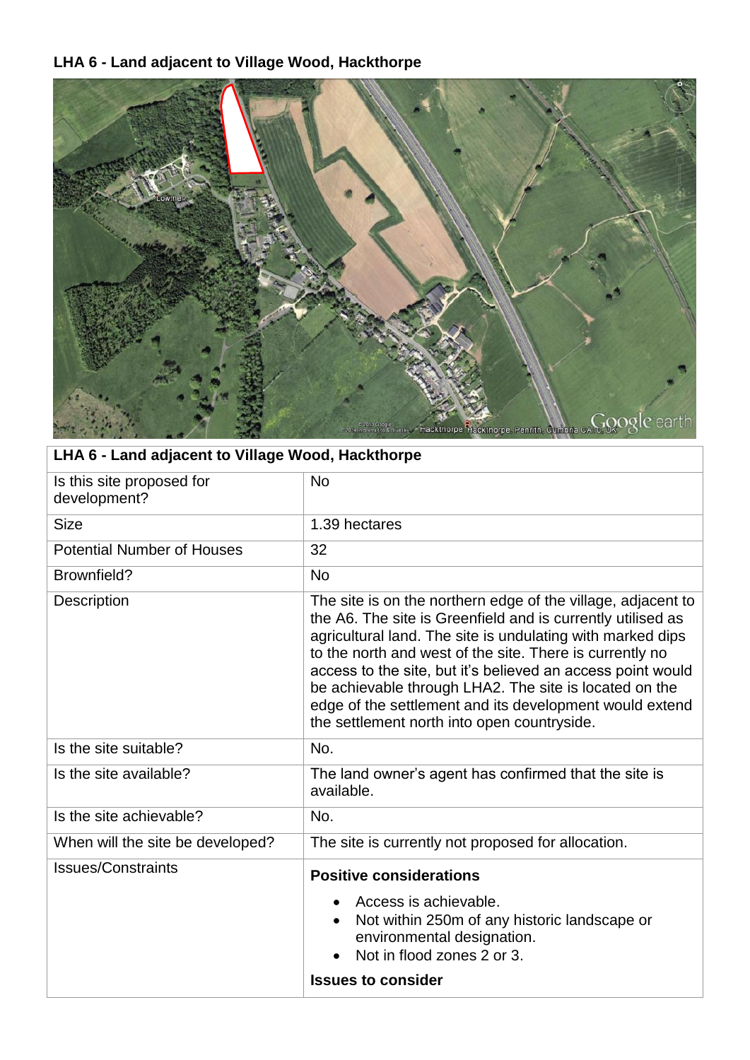**LHA 6 - Land adjacent to Village Wood, Hackthorpe**

| LHA 6 - Land adjacent to Village Wood, Hackthorpe | |
|---|---|
| Is this site proposed for development? | No |
| Size | 1.39 hectares |
| Potential Number of Houses | 32 |
| Brownfield? | No |
| Description | The site is on the northern edge of the village, adjacent to the A6. The site is Greenfield and is currently utilised as agricultural land. The site is undulating with marked dips to the north and west of the site. There is currently no access to the site, but it's believed an access point would be achievable through LHA2. The site is located on the edge of the settlement and its development would extend the settlement north into open countryside. |
| Is the site suitable? | No. |
| Is the site available? | The land owner's agent has confirmed that the site is available. |
| Is the site achievable? | No. |
| When will the site be developed? | The site is currently not proposed for allocation. |
| Issues/Constraints | **Positive considerations**<br>• Access is achievable.<br>• Not within 250m of any historic landscape or environmental designation.<br>• Not in flood zones 2 or 3.<br>**Issues to consider** |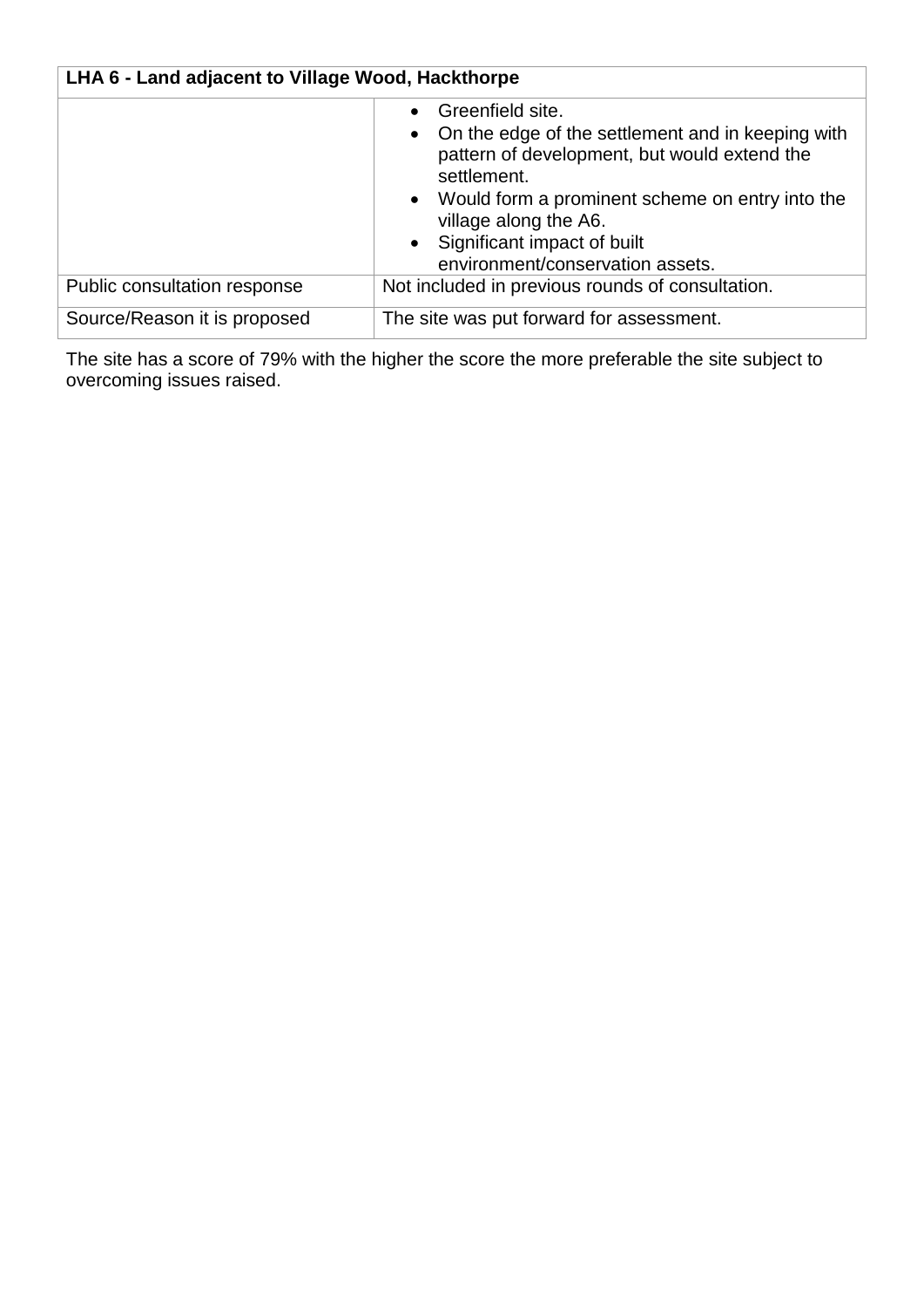| LHA 6 - Land adjacent to Village Wood, Hackthorpe | |
|---|---|
| | • Greenfield site.<br>• On the edge of the settlement and in keeping with pattern of development, but would extend the settlement.<br>• Would form a prominent scheme on entry into the village along the A6.<br>• Significant impact of built environment/conservation assets. |
| Public consultation response | Not included in previous rounds of consultation. |
| Source/Reason it is proposed | The site was put forward for assessment. |

The site has a score of 79% with the higher the score the more preferable the site subject to overcoming issues raised.